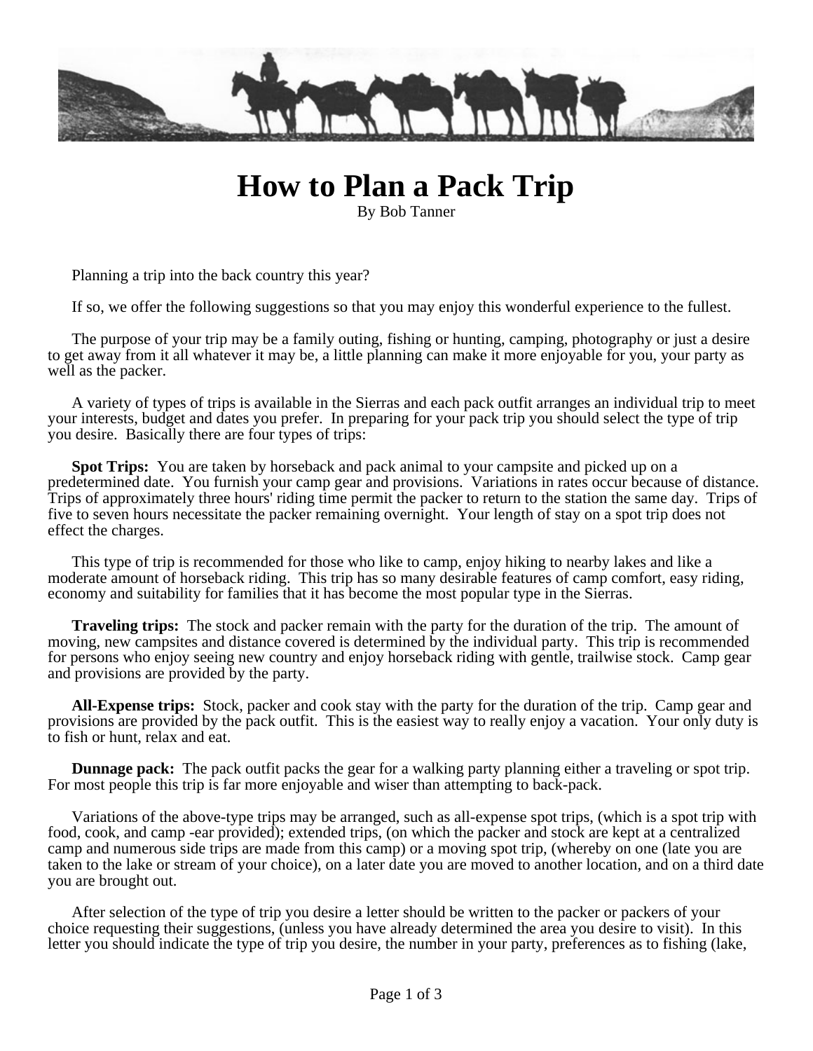# How to Plan a Pack Trip

By Bob Tanner

Planning a trip into the back country this year?

If so, we offer the following suggestions so that you may enjoy this wonderful experience to the fullest.

The purpose of your trip may be a family outing, fishing or hunting, camping, photography or just a desire to get away from it all whatever it may be, a little planning can make it more enjoyable for you, your party as well as the packer.

A variety of types of trips is available in the Sierras and each pack outfit arranges an individual trip to meet your interests, budget and dates you prefer. In preparing for your pack trip you should select the type of trip you desire. Basically there are four types of trips:

**Spot Trips:** You are taken by horseback and pack animal to your campsite and picked up on a predetermined date. You furnish your camp gear and provisions. Variations in rates occur because of distance. Trips of approximately three hours' riding time permit the packer to return to the station the same day. Trips of five to seven hours necessitate the packer remaining overnight. Your length of stay on a spot trip does not effect the charges.

This type of trip is recommended for those who like to camp, enjoy hiking to nearby lakes and like a moderate amount of horseback riding. This trip has so many desirable features of camp comfort, easy riding, economy and suitability for families that it has become the most popular type in the Sierras.

**Traveling trips:** The stock and packer remain with the party for the duration of the trip. The amount of moving, new campsites and distance covered is determined by the individual party. This trip is recommended for persons who enjoy seeing new country and enjoy horseback riding with gentle, trailwise stock. Camp gear and provisions are provided by the party.

**All-Expense trips:** Stock, packer and cook stay with the party for the duration of the trip. Camp gear and provisions are provided by the pack outfit. This is the easiest way to really enjoy a vacation. Your only duty is to fish or hunt, relax and eat.

**Dunnage pack:** The pack outfit packs the gear for a walking party planning either a traveling or spot trip. For most people this trip is far more enjoyable and wiser than attempting to back-pack.

Variations of the above-type trips may be arranged, such as all-expense spot trips, (which is a spot trip with food, cook, and camp -ear provided); extended trips, (on which the packer and stock are kept at a centralized camp and numerous side trips are made from this camp) or a moving spot trip, (whereby on one (late you are taken to the lake or stream of your choice), on a later date you are moved to another location, and on a third date you are brought out.

After selection of the type of trip you desire a letter should be written to the packer or packers of your choice requesting their suggestions, (unless you have already determined the area you desire to visit). In this letter you should indicate the type of trip you desire, the number in your party, preferences as to fishing (lake,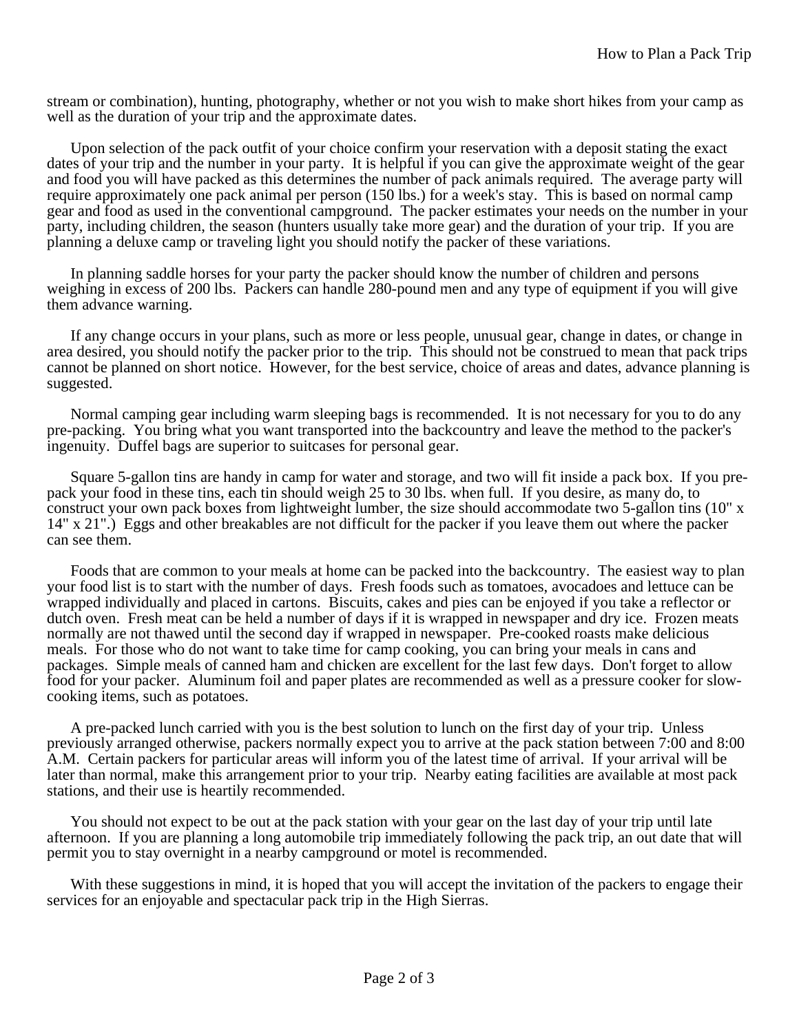stream or combination), hunting, photography, whether or not you wish to make short hikes from your camp as well as the duration of your trip and the approximate dates.

Upon selection of the pack outfit of your choice confirm your reservation with a deposit stating the exact dates of your trip and the number in your party. It is helpful if you can give the approximate weight of the gear and food you will have packed as this determines the number of pack animals required. The average party will require approximately one pack animal per person (150 lbs.) for a week's stay. This is based on normal camp gear and food as used in the conventional campground. The packer estimates your needs on the number in your party, including children, the season (hunters usually take more gear) and the duration of your trip. If you are planning a deluxe camp or traveling light you should notify the packer of these variations.

In planning saddle horses for your party the packer should know the number of children and persons weighing in excess of 200 lbs. Packers can handle 280-pound men and any type of equipment if you will give them advance warning.

If any change occurs in your plans, such as more or less people, unusual gear, change in dates, or change in area desired, you should notify the packer prior to the trip. This should not be construed to mean that pack trips cannot be planned on short notice. However, for the best service, choice of areas and dates, advance planning is suggested.

Normal camping gear including warm sleeping bags is recommended. It is not necessary for you to do any pre-packing. You bring what you want transported into the backcountry and leave the method to the packer's ingenuity. Duffel bags are superior to suitcases for personal gear.

Square 5-gallon tins are handy in camp for water and storage, and two will fit inside a pack box. If you pre-pack your food in these tins, each tin should weigh 25 to 30 lbs. when full. If you desire, as many do, to construct your own pack boxes from lightweight lumber, the size should accommodate two 5-gallon tins (10" x 14" x 21".) Eggs and other breakables are not difficult for the packer if you leave them out where the packer can see them.

Foods that are common to your meals at home can be packed into the backcountry. The easiest way to plan your food list is to start with the number of days. Fresh foods such as tomatoes, avocadoes and lettuce can be wrapped individually and placed in cartons. Biscuits, cakes and pies can be enjoyed if you take a reflector or dutch oven. Fresh meat can be held a number of days if it is wrapped in newspaper and dry ice. Frozen meats normally are not thawed until the second day if wrapped in newspaper. Pre-cooked roasts make delicious meals. For those who do not want to take time for camp cooking, you can bring your meals in cans and packages. Simple meals of canned ham and chicken are excellent for the last few days. Don't forget to allow food for your packer. Aluminum foil and paper plates are recommended as well as a pressure cooker for slow-cooking items, such as potatoes.

A pre-packed lunch carried with you is the best solution to lunch on the first day of your trip. Unless previously arranged otherwise, packers normally expect you to arrive at the pack station between 7:00 and 8:00 A.M. Certain packers for particular areas will inform you of the latest time of arrival. If your arrival will be later than normal, make this arrangement prior to your trip. Nearby eating facilities are available at most pack stations, and their use is heartily recommended.

You should not expect to be out at the pack station with your gear on the last day of your trip until late afternoon. If you are planning a long automobile trip immediately following the pack trip, an out date that will permit you to stay overnight in a nearby campground or motel is recommended.

With these suggestions in mind, it is hoped that you will accept the invitation of the packers to engage their services for an enjoyable and spectacular pack trip in the High Sierras.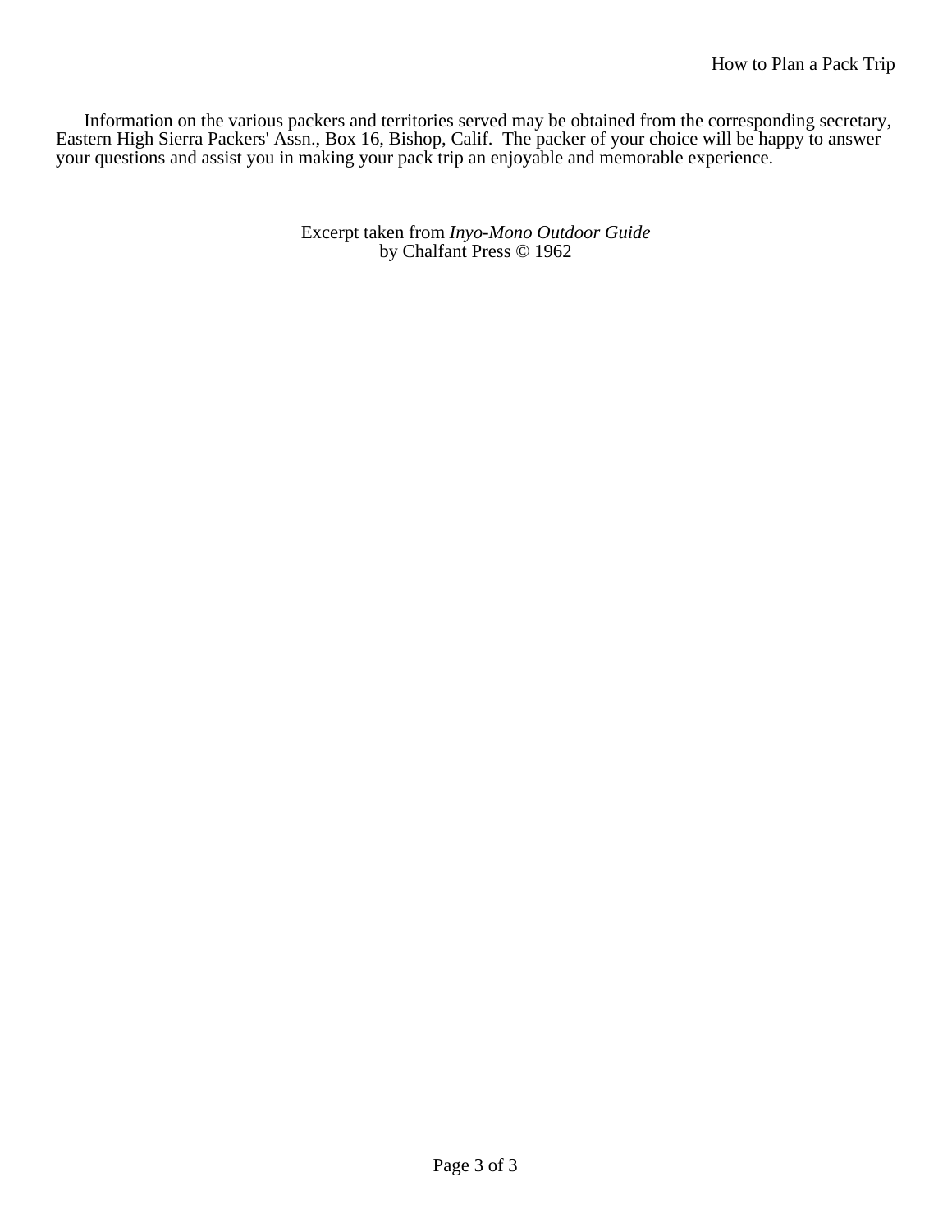Information on the various packers and territories served may be obtained from the corresponding secretary, Eastern High Sierra Packers' Assn., Box 16, Bishop, Calif. The packer of your choice will be happy to answer your questions and assist you in making your pack trip an enjoyable and memorable experience.

Excerpt taken from *Inyo-Mono Outdoor Guide*
by Chalfant Press © 1962